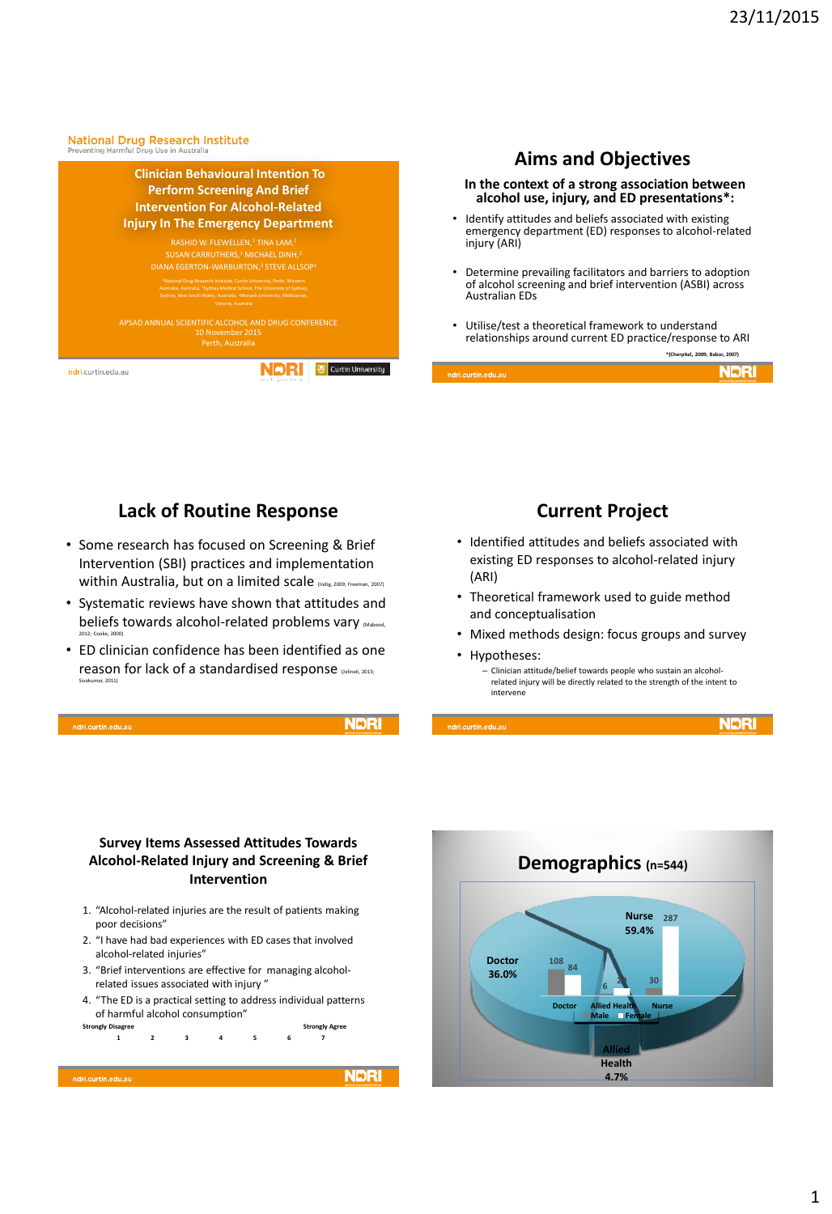National Drug Research Institute
Preventing Harmful Drug Use in Australia

# Clinician Behavioural Intention To Perform Screening And Brief Intervention For Alcohol-Related Injury In The Emergency Department

RASHID W. FLEWELLEN,[1] TINA LAM,[1] SUSAN CARRUTHERS,[1] MICHAEL DINH,[2] DIANA EGERTON-WARBURTON,[3] STEVE ALLSOP[1]

[1]National Drug Research Institute, Curtin University, Perth, Western Australia, Australia, [2]Sydney Medical School, The University of Sydney, Sydney, New South Wales, Australia, [3]Monash University, Melbourne, Victoria, Australia

APSAD ANNUAL SCIENTIFIC ALCOHOL AND DRUG CONFERENCE
10 November 2015
Perth, Australia

## Aims and Objectives

**In the context of a strong association between alcohol use, injury, and ED presentations*:**

- Identify attitudes and beliefs associated with existing emergency department (ED) responses to alcohol-related injury (ARI)
- Determine prevailing facilitators and barriers to adoption of alcohol screening and brief intervention (ASBI) across Australian EDs
- Utilise/test a theoretical framework to understand relationships around current ED practice/response to ARI

*(Cherpitel, 2009; Babor, 2007)

## Lack of Routine Response

- Some research has focused on Screening & Brief Intervention (SBI) practices and implementation within Australia, but on a limited scale (Indig, 2009; Freeman, 2007)
- Systematic reviews have shown that attitudes and beliefs towards alcohol-related problems vary (Mabood, 2012; Cooke, 2000)
- ED clinician confidence has been identified as one reason for lack of a standardised response (Jelinek, 2013; Sivakumar, 2011)

## Current Project

- Identified attitudes and beliefs associated with existing ED responses to alcohol-related injury (ARI)
- Theoretical framework used to guide method and conceptualisation
- Mixed methods design: focus groups and survey
- Hypotheses:
  - Clinician attitude/belief towards people who sustain an alcohol-related injury will be directly related to the strength of the intent to intervene

## Survey Items Assessed Attitudes Towards Alcohol-Related Injury and Screening & Brief Intervention

1. "Alcohol-related injuries are the result of patients making poor decisions"
2. "I have had bad experiences with ED cases that involved alcohol-related injuries"
3. "Brief interventions are effective for managing alcohol-related issues associated with injury"
4. "The ED is a practical setting to address individual patterns of harmful alcohol consumption"

| Strongly Disagree | | | | | | Strongly Agree |
|---|---|---|---|---|---|---|
| 1 | 2 | 3 | 4 | 5 | 6 | 7 |

## Demographics (n=544)

| | Male | Female | Total % |
|---|---|---|---|
| Doctor | 108 | 84 | 36.0% |
| Allied Health | 6 | 20 | 4.7% |
| Nurse | 30 | 287 | 59.4% |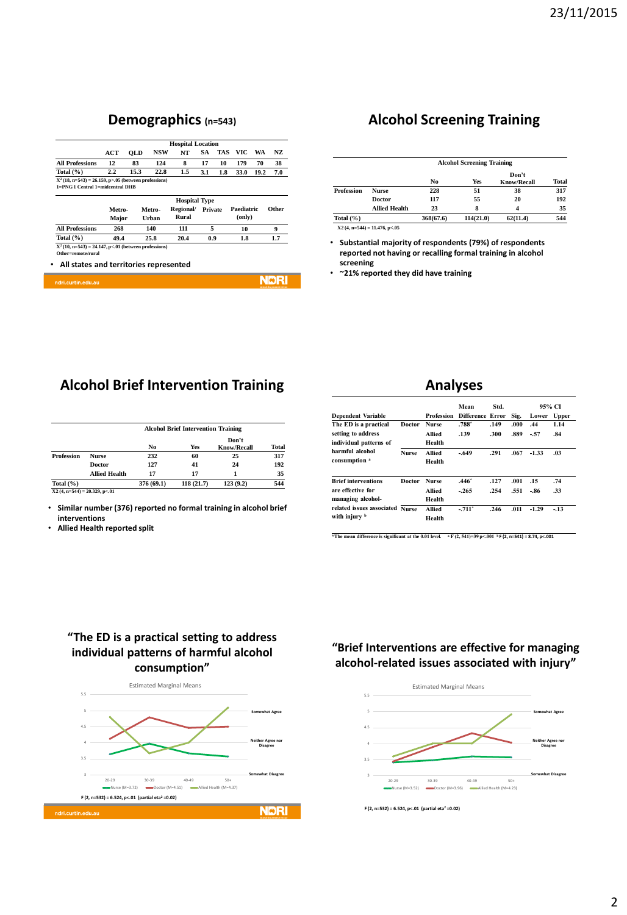## Demographics (n=543)

| | Hospital Location | | | | | | | | |
|---|---|---|---|---|---|---|---|---|---|
| | ACT | QLD | NSW | NT | SA | TAS | VIC | WA | NZ |
| All Professions | 12 | 83 | 124 | 8 | 17 | 10 | 179 | 70 | 38 |
| Total (%) | 2.2 | 15.3 | 22.8 | 1.5 | 3.1 | 1.8 | 33.0 | 19.2 | 7.0 |

$X^2$ (18, n=543) = 26.159, p>.05 (between professions)
1=PNG 1 Central 1=midcentral DHB

| | Hospital Type | | | | | |
|---|---|---|---|---|---|---|
| | Metro-Major | Metro-Urban | Regional/Rural | Private | Paediatric (only) | Other |
| All Professions | 268 | 140 | 111 | 5 | 10 | 9 |
| Total (%) | 49.4 | 25.8 | 20.4 | 0.9 | 1.8 | 1.7 |

$X^2$ (10, n=543) = 24.147, p<.01 (between professions)
Other=remote/rural

- All states and territories represented

## Alcohol Screening Training

| | | Alcohol Screening Training | | | |
|---|---|---|---|---|---|
| | | No | Yes | Don't Know/Recall | Total |
| Profession | Nurse | 228 | 51 | 38 | 317 |
| | Doctor | 117 | 55 | 20 | 192 |
| | Allied Health | 23 | 8 | 4 | 35 |
| Total (%) | | 368(67.6) | 114(21.0) | 62(11.4) | 544 |

X2 (4, n=544) = 11.476, p<.05

- Substantial majority of respondents (79%) of respondents reported not having or recalling formal training in alcohol screening
- ~21% reported they did have training

## Alcohol Brief Intervention Training

| | | Alcohol Brief Intervention Training | | | |
|---|---|---|---|---|---|
| | | No | Yes | Don't Know/Recall | Total |
| Profession | Nurse | 232 | 60 | 25 | 317 |
| | Doctor | 127 | 41 | 24 | 192 |
| | Allied Health | 17 | 17 | 1 | 35 |
| Total (%) | | 376 (69.1) | 118 (21.7) | 123 (9.2) | 544 |

X2 (4, n=544) = 20.329, p<.01

- Similar number (376) reported no formal training in alcohol brief interventions
- Allied Health reported split

## Analyses

| Dependent Variable | | Profession | Mean Difference | Std. Error | Sig. | 95% CI Lower | 95% CI Upper |
|---|---|---|---|---|---|---|---|
| The ED is a practical setting to address individual patterns of harmful alcohol consumption [a] | Doctor | Nurse | .788* | .149 | .000 | .44 | 1.14 |
| | | Allied Health | .139 | .300 | .889 | -.57 | .84 |
| | Nurse | Allied Health | -.649 | .291 | .067 | -1.33 | .03 |
| Brief interventions are effective for managing alcohol-related issues associated with injury [b] | Doctor | Nurse | .446* | .127 | .001 | .15 | .74 |
| | | Allied Health | -.265 | .254 | .551 | -.86 | .33 |
| | Nurse | Allied Health | -.711* | .246 | .011 | -1.29 | -.13 |

*The mean difference is significant at the 0.01 level. [a] F (2, 541)=39 p<.001 [b] F (2, n=541) = 8.74, p<.001

## "The ED is a practical setting to address individual patterns of harmful alcohol consumption"

F (2, n=532) = 6.524, p<.01 (partial eta² =0.02)

## "Brief Interventions are effective for managing alcohol-related issues associated with injury"

F (2, n=532) = 6.524, p<.01 (partial eta² =0.02)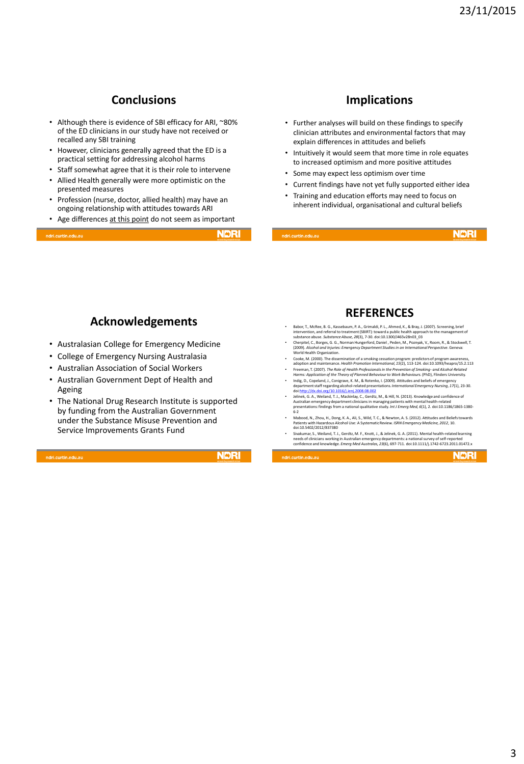## Conclusions

- Although there is evidence of SBI efficacy for ARI, ~80% of the ED clinicians in our study have not received or recalled any SBI training
- However, clinicians generally agreed that the ED is a practical setting for addressing alcohol harms
- Staff somewhat agree that it is their role to intervene
- Allied Health generally were more optimistic on the presented measures
- Profession (nurse, doctor, allied health) may have an ongoing relationship with attitudes towards ARI
- Age differences at this point do not seem as important

## Implications

- Further analyses will build on these findings to specify clinician attributes and environmental factors that may explain differences in attitudes and beliefs
- Intuitively it would seem that more time in role equates to increased optimism and more positive attitudes
- Some may expect less optimism over time
- Current findings have not yet fully supported either idea
- Training and education efforts may need to focus on inherent individual, organisational and cultural beliefs

## Acknowledgements

- Australasian College for Emergency Medicine
- College of Emergency Nursing Australasia
- Australian Association of Social Workers
- Australian Government Dept of Health and Ageing
- The National Drug Research Institute is supported by funding from the Australian Government under the Substance Misuse Prevention and Service Improvements Grants Fund

## REFERENCES

- Babor, T., McRee, B. G., Kassebaum, P. A., Grimaldi, P. L., Ahmed, K., & Bray, J. (2007). Screening, brief intervention, and referral to treatment (SBIRT): toward a public health approach to the management of substance abuse. *Substance Abuse, 28*(3), 7-30. doi:10.1300/J465v28n03_03
- Cherpitel, C., Borges, G. G., Norman Hungerford, Daniel , Peden, M., Poznyak, V., Room, R., & Stockwell, T. (2009). *Alcohol and Injuries: Emergency Department Studies in an International Perspective.* Geneva: World Health Organization.
- Cooke, M. (2000). The dissemination of a smoking cessation program: predictors of program awareness, adoption and maintenance. *Health Promotion International, 15*(2), 113-124. doi:10.1093/heapro/15.2.113
- Freeman, T. (2007). *The Role of Health Professionals in the Prevention of Smoking- and Alcohol-Related Harms: Application of the Theory of Planned Behaviour to Work Behaviours.* (PhD), Flinders University.
- Indig, D., Copeland, J., Conigrave, K. M., & Rotenko, I. (2009). Attitudes and beliefs of emergency department staff regarding alcohol-related presentations. *International Emergency Nursing, 17*(1), 23-30. doi:http://dx.doi.org/10.1016/j.ienj.2008.08.002
- Jelinek, G. A., Weiland, T. J., Mackinlay, C., Gerdtz, M., & Hill, N. (2013). Knowledge and confidence of Australian emergency department clinicians in managing patients with mental health-related presentations: findings from a national qualitative study. *Int J Emerg Med,* 6(1), 2. doi:10.1186/1865-1380-6-2
- Mabood, N., Zhou, H., Dong, K. A., Ali, S., Wild, T. C., & Newton, A. S. (2012). Attitudes and Beliefs towards Patients with Hazardous Alcohol Use: A Systematic Review. *ISRN Emergency Medicine, 2012,* 10. doi:10.5402/2012/837380
- Sivakumar, S., Weiland, T. J., Gerdtz, M. F., Knott, J., & Jelinek, G. A. (2011). Mental health-related learning needs of clinicians working in Australian emergency departments: a national survey of self-reported confidence and knowledge. *Emerg Med Australas, 23*(6), 697-711. doi:10.1111/j.1742-6723.2011.01472.x